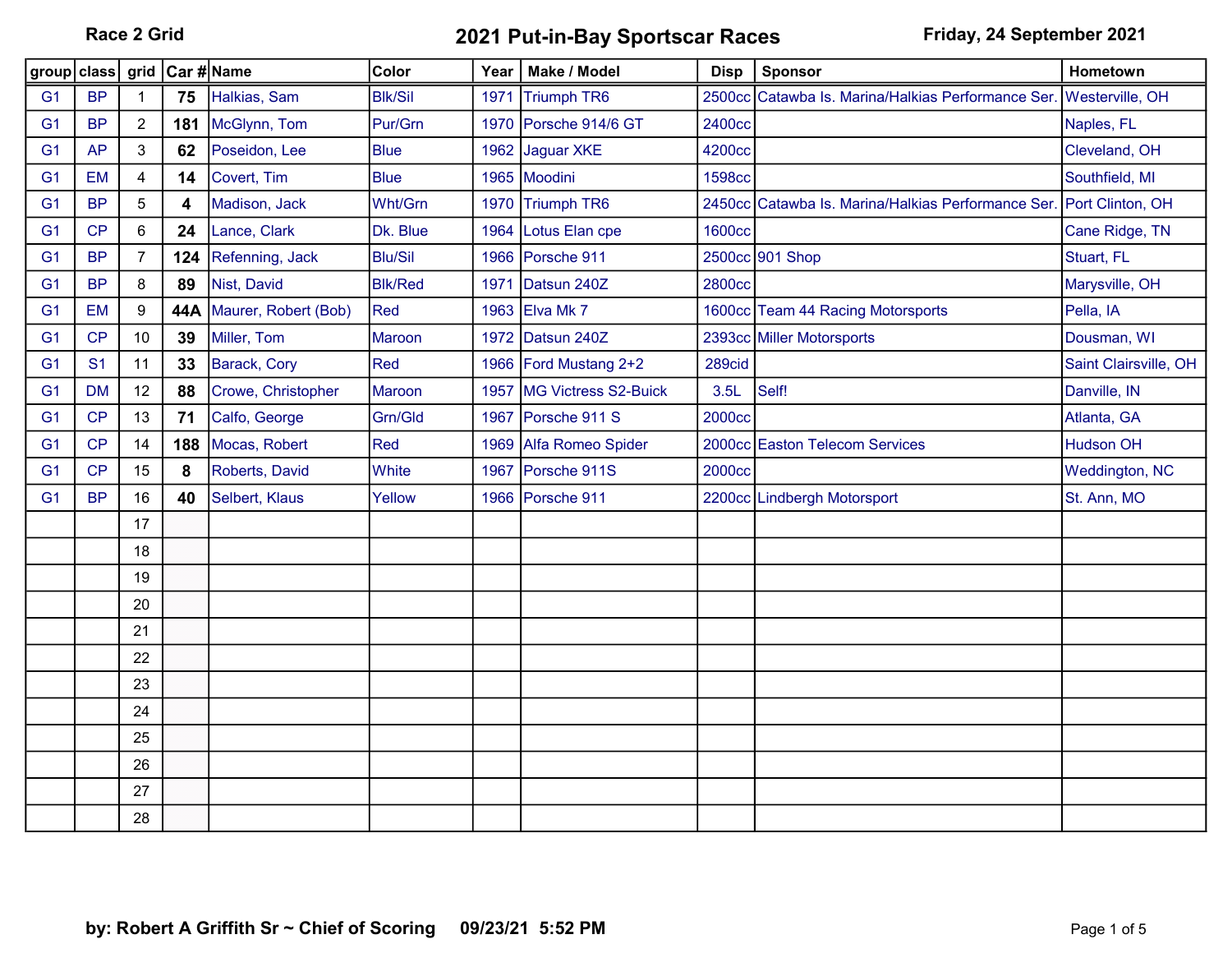**Race 2 Grid**

# 2021 Put-in-Bay Sportscar Races

**Friday, 24 September 2021**

| group | class | grid | Car # | Name | Color | Year | Make / Model | Disp | Sponsor | Hometown |
|---|---|---|---|---|---|---|---|---|---|---|
| G1 | BP | 1 | **75** | Halkias, Sam | Blk/Sil | 1971 | Triumph TR6 | 2500cc | Catawba Is. Marina/Halkias Performance Ser. | Westerville, OH |
| G1 | BP | 2 | **181** | McGlynn, Tom | Pur/Grn | 1970 | Porsche 914/6 GT | 2400cc | | Naples, FL |
| G1 | AP | 3 | **62** | Poseidon, Lee | Blue | 1962 | Jaguar XKE | 4200cc | | Cleveland, OH |
| G1 | EM | 4 | **14** | Covert, Tim | Blue | 1965 | Moodini | 1598cc | | Southfield, MI |
| G1 | BP | 5 | **4** | Madison, Jack | Wht/Grn | 1970 | Triumph TR6 | 2450cc | Catawba Is. Marina/Halkias Performance Ser. | Port Clinton, OH |
| G1 | CP | 6 | **24** | Lance, Clark | Dk. Blue | 1964 | Lotus Elan cpe | 1600cc | | Cane Ridge, TN |
| G1 | BP | 7 | **124** | Refenning, Jack | Blu/Sil | 1966 | Porsche 911 | 2500cc | 901 Shop | Stuart, FL |
| G1 | BP | 8 | **89** | Nist, David | Blk/Red | 1971 | Datsun 240Z | 2800cc | | Marysville, OH |
| G1 | EM | 9 | **44A** | Maurer, Robert (Bob) | Red | 1963 | Elva Mk 7 | 1600cc | Team 44 Racing Motorsports | Pella, IA |
| G1 | CP | 10 | **39** | Miller, Tom | Maroon | 1972 | Datsun 240Z | 2393cc | Miller Motorsports | Dousman, WI |
| G1 | S1 | 11 | **33** | Barack, Cory | Red | 1966 | Ford Mustang 2+2 | 289cid | | Saint Clairsville, OH |
| G1 | DM | 12 | **88** | Crowe, Christopher | Maroon | 1957 | MG Victress S2-Buick | 3.5L | Self! | Danville, IN |
| G1 | CP | 13 | **71** | Calfo, George | Grn/Gld | 1967 | Porsche 911 S | 2000cc | | Atlanta, GA |
| G1 | CP | 14 | **188** | Mocas, Robert | Red | 1969 | Alfa Romeo Spider | 2000cc | Easton Telecom Services | Hudson OH |
| G1 | CP | 15 | **8** | Roberts, David | White | 1967 | Porsche 911S | 2000cc | | Weddington, NC |
| G1 | BP | 16 | **40** | Selbert, Klaus | Yellow | 1966 | Porsche 911 | 2200cc | Lindbergh Motorsport | St. Ann, MO |
| | | 17 | | | | | | | | |
| | | 18 | | | | | | | | |
| | | 19 | | | | | | | | |
| | | 20 | | | | | | | | |
| | | 21 | | | | | | | | |
| | | 22 | | | | | | | | |
| | | 23 | | | | | | | | |
| | | 24 | | | | | | | | |
| | | 25 | | | | | | | | |
| | | 26 | | | | | | | | |
| | | 27 | | | | | | | | |
| | | 28 | | | | | | | | |

**by: Robert A Griffith Sr ~ Chief of Scoring 09/23/21 5:52 PM**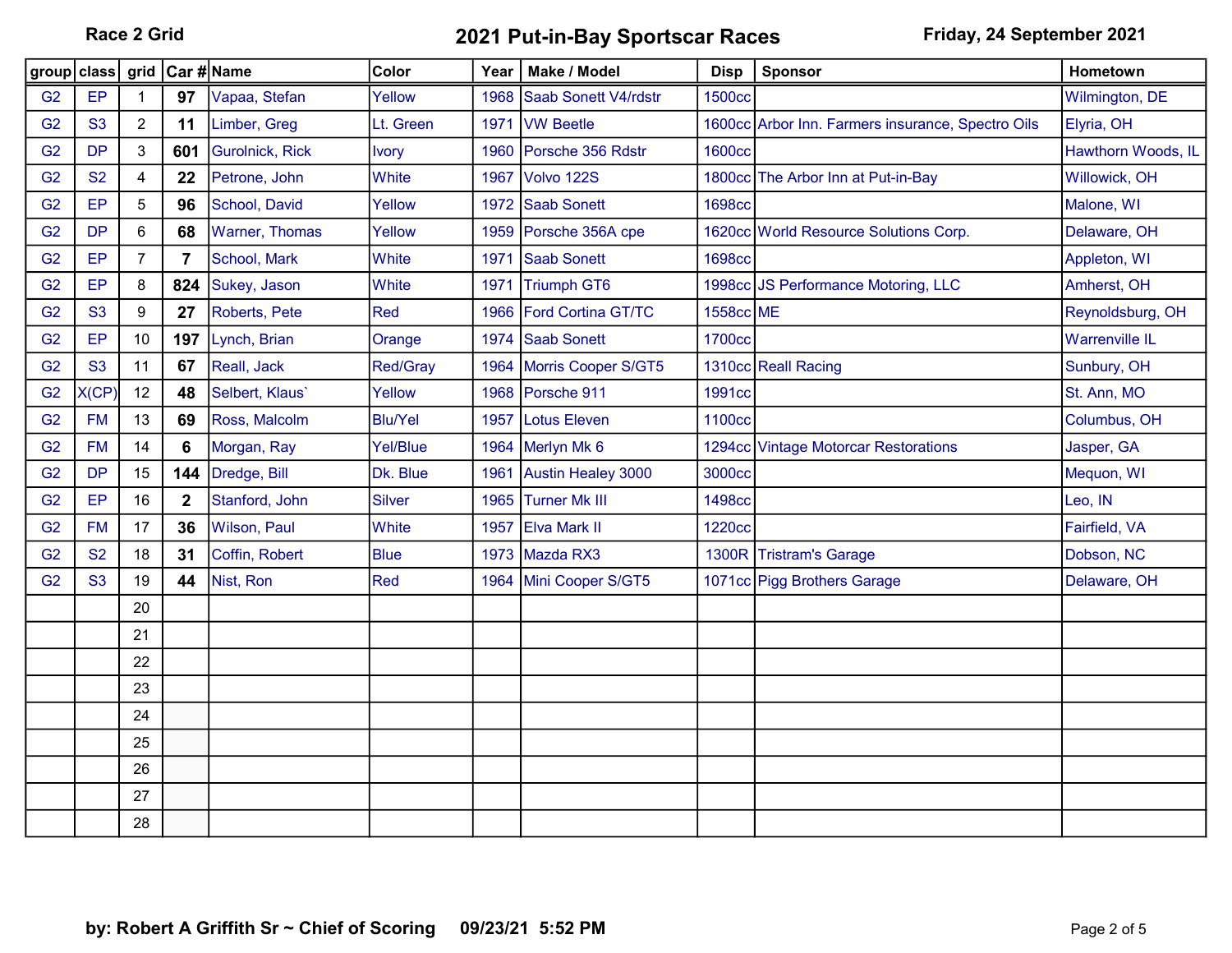# 2021 Put-in-Bay Sportscar Races

**Race 2 Grid** — **Friday, 24 September 2021**

| group | class | grid | Car # | Name | Color | Year | Make / Model | Disp | Sponsor | Hometown |
|---|---|---|---|---|---|---|---|---|---|---|
| G2 | EP | 1 | **97** | Vapaa, Stefan | Yellow | 1968 | Saab Sonett V4/rdstr | 1500cc | | Wilmington, DE |
| G2 | S3 | 2 | **11** | Limber, Greg | Lt. Green | 1971 | VW Beetle | 1600cc | Arbor Inn. Farmers insurance, Spectro Oils | Elyria, OH |
| G2 | DP | 3 | **601** | Gurolnick, Rick | Ivory | 1960 | Porsche 356 Rdstr | 1600cc | | Hawthorn Woods, IL |
| G2 | S2 | 4 | **22** | Petrone, John | White | 1967 | Volvo 122S | 1800cc | The Arbor Inn at Put-in-Bay | Willowick, OH |
| G2 | EP | 5 | **96** | School, David | Yellow | 1972 | Saab Sonett | 1698cc | | Malone, WI |
| G2 | DP | 6 | **68** | Warner, Thomas | Yellow | 1959 | Porsche 356A cpe | 1620cc | World Resource Solutions Corp. | Delaware, OH |
| G2 | EP | 7 | **7** | School, Mark | White | 1971 | Saab Sonett | 1698cc | | Appleton, WI |
| G2 | EP | 8 | **824** | Sukey, Jason | White | 1971 | Triumph GT6 | 1998cc | JS Performance Motoring, LLC | Amherst, OH |
| G2 | S3 | 9 | **27** | Roberts, Pete | Red | 1966 | Ford Cortina GT/TC | 1558cc | ME | Reynoldsburg, OH |
| G2 | EP | 10 | **197** | Lynch, Brian | Orange | 1974 | Saab Sonett | 1700cc | | Warrenville IL |
| G2 | S3 | 11 | **67** | Reall, Jack | Red/Gray | 1964 | Morris Cooper S/GT5 | 1310cc | Reall Racing | Sunbury, OH |
| G2 | X(CP) | 12 | **48** | Selbert, Klaus` | Yellow | 1968 | Porsche 911 | 1991cc | | St. Ann, MO |
| G2 | FM | 13 | **69** | Ross, Malcolm | Blu/Yel | 1957 | Lotus Eleven | 1100cc | | Columbus, OH |
| G2 | FM | 14 | **6** | Morgan, Ray | Yel/Blue | 1964 | Merlyn Mk 6 | 1294cc | Vintage Motorcar Restorations | Jasper, GA |
| G2 | DP | 15 | **144** | Dredge, Bill | Dk. Blue | 1961 | Austin Healey 3000 | 3000cc | | Mequon, WI |
| G2 | EP | 16 | **2** | Stanford, John | Silver | 1965 | Turner Mk III | 1498cc | | Leo, IN |
| G2 | FM | 17 | **36** | Wilson, Paul | White | 1957 | Elva Mark II | 1220cc | | Fairfield, VA |
| G2 | S2 | 18 | **31** | Coffin, Robert | Blue | 1973 | Mazda RX3 | 1300R | Tristram's Garage | Dobson, NC |
| G2 | S3 | 19 | **44** | Nist, Ron | Red | 1964 | Mini Cooper S/GT5 | 1071cc | Pigg Brothers Garage | Delaware, OH |
| | | 20 | | | | | | | | |
| | | 21 | | | | | | | | |
| | | 22 | | | | | | | | |
| | | 23 | | | | | | | | |
| | | 24 | | | | | | | | |
| | | 25 | | | | | | | | |
| | | 26 | | | | | | | | |
| | | 27 | | | | | | | | |
| | | 28 | | | | | | | | |

**by: Robert A Griffith Sr ~ Chief of Scoring 09/23/21 5:52 PM**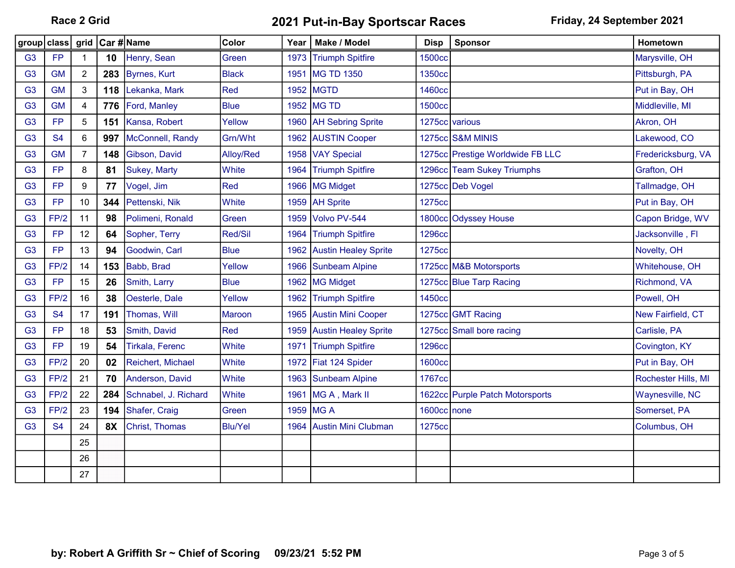Race 2 Grid

# 2021 Put-in-Bay Sportscar Races

Friday, 24 September 2021

| group | class | grid | Car # | Name | Color | Year | Make / Model | Disp | Sponsor | Hometown |
|---|---|---|---|---|---|---|---|---|---|---|
| G3 | FP | 1 | **10** | Henry, Sean | Green | 1973 | Triumph Spitfire | 1500cc | | Marysville, OH |
| G3 | GM | 2 | **283** | Byrnes, Kurt | Black | 1951 | MG TD 1350 | 1350cc | | Pittsburgh, PA |
| G3 | GM | 3 | **118** | Lekanka, Mark | Red | 1952 | MGTD | 1460cc | | Put in Bay, OH |
| G3 | GM | 4 | **776** | Ford, Manley | Blue | 1952 | MG TD | 1500cc | | Middleville, MI |
| G3 | FP | 5 | **151** | Kansa, Robert | Yellow | 1960 | AH Sebring Sprite | 1275cc | various | Akron, OH |
| G3 | S4 | 6 | **997** | McConnell, Randy | Grn/Wht | 1962 | AUSTIN Cooper | 1275cc | S&M MINIS | Lakewood, CO |
| G3 | GM | 7 | **148** | Gibson, David | Alloy/Red | 1958 | VAY Special | 1275cc | Prestige Worldwide FB LLC | Fredericksburg, VA |
| G3 | FP | 8 | **81** | Sukey, Marty | White | 1964 | Triumph Spitfire | 1296cc | Team Sukey Triumphs | Grafton, OH |
| G3 | FP | 9 | **77** | Vogel, Jim | Red | 1966 | MG Midget | 1275cc | Deb Vogel | Tallmadge, OH |
| G3 | FP | 10 | **344** | Pettenski, Nik | White | 1959 | AH Sprite | 1275cc | | Put in Bay, OH |
| G3 | FP/2 | 11 | **98** | Polimeni, Ronald | Green | 1959 | Volvo PV-544 | 1800cc | Odyssey House | Capon Bridge, WV |
| G3 | FP | 12 | **64** | Sopher, Terry | Red/Sil | 1964 | Triumph Spitfire | 1296cc | | Jacksonville , Fl |
| G3 | FP | 13 | **94** | Goodwin, Carl | Blue | 1962 | Austin Healey Sprite | 1275cc | | Novelty, OH |
| G3 | FP/2 | 14 | **153** | Babb, Brad | Yellow | 1966 | Sunbeam Alpine | 1725cc | M&B Motorsports | Whitehouse, OH |
| G3 | FP | 15 | **26** | Smith, Larry | Blue | 1962 | MG Midget | 1275cc | Blue Tarp Racing | Richmond, VA |
| G3 | FP/2 | 16 | **38** | Oesterle, Dale | Yellow | 1962 | Triumph Spitfire | 1450cc | | Powell, OH |
| G3 | S4 | 17 | **191** | Thomas, Will | Maroon | 1965 | Austin Mini Cooper | 1275cc | GMT Racing | New Fairfield, CT |
| G3 | FP | 18 | **53** | Smith, David | Red | 1959 | Austin Healey Sprite | 1275cc | Small bore racing | Carlisle, PA |
| G3 | FP | 19 | **54** | Tirkala, Ferenc | White | 1971 | Triumph Spitfire | 1296cc | | Covington, KY |
| G3 | FP/2 | 20 | **02** | Reichert, Michael | White | 1972 | Fiat 124 Spider | 1600cc | | Put in Bay, OH |
| G3 | FP/2 | 21 | **70** | Anderson, David | White | 1963 | Sunbeam Alpine | 1767cc | | Rochester Hills, MI |
| G3 | FP/2 | 22 | **284** | Schnabel, J. Richard | White | 1961 | MG A , Mark II | 1622cc | Purple Patch Motorsports | Waynesville, NC |
| G3 | FP/2 | 23 | **194** | Shafer, Craig | Green | 1959 | MG A | 1600cc | none | Somerset, PA |
| G3 | S4 | 24 | **8X** | Christ, Thomas | Blu/Yel | 1964 | Austin Mini Clubman | 1275cc | | Columbus, OH |
| | | 25 | | | | | | | | |
| | | 26 | | | | | | | | |
| | | 27 | | | | | | | | |

**by: Robert A Griffith Sr ~ Chief of Scoring 09/23/21 5:52 PM**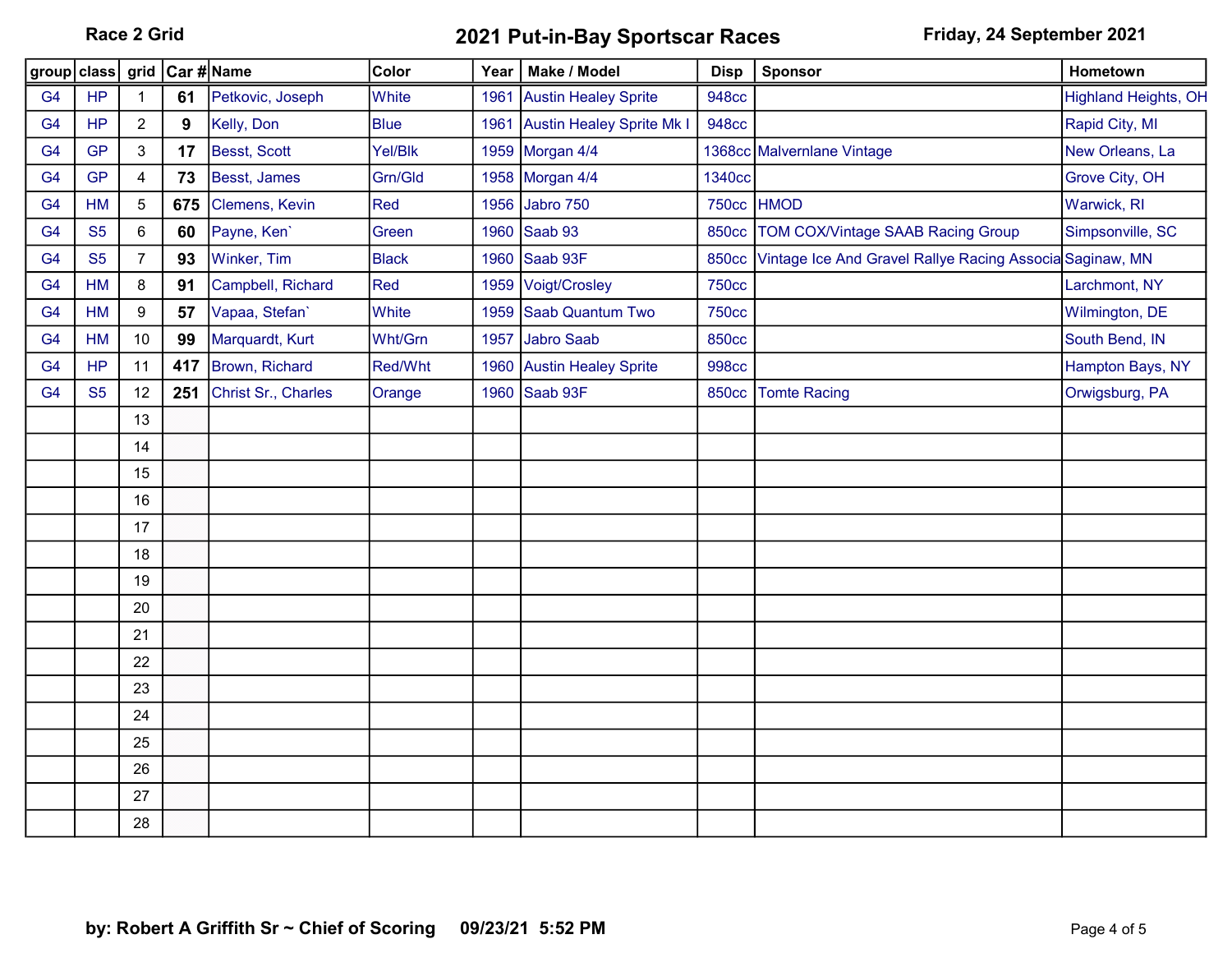# 2021 Put-in-Bay Sportscar Races

**Race 2 Grid** — **Friday, 24 September 2021**

| group | class | grid | Car # | Name | Color | Year | Make / Model | Disp | Sponsor | Hometown |
|---|---|---|---|---|---|---|---|---|---|---|
| G4 | HP | 1 | **61** | Petkovic, Joseph | White | 1961 | Austin Healey Sprite | 948cc | | Highland Heights, OH |
| G4 | HP | 2 | **9** | Kelly, Don | Blue | 1961 | Austin Healey Sprite Mk I | 948cc | | Rapid City, MI |
| G4 | GP | 3 | **17** | Besst, Scott | Yel/Blk | 1959 | Morgan 4/4 | 1368cc | Malvernlane Vintage | New Orleans, La |
| G4 | GP | 4 | **73** | Besst, James | Grn/Gld | 1958 | Morgan 4/4 | 1340cc | | Grove City, OH |
| G4 | HM | 5 | **675** | Clemens, Kevin | Red | 1956 | Jabro 750 | 750cc | HMOD | Warwick, RI |
| G4 | S5 | 6 | **60** | Payne, Ken` | Green | 1960 | Saab 93 | 850cc | TOM COX/Vintage SAAB Racing Group | Simpsonville, SC |
| G4 | S5 | 7 | **93** | Winker, Tim | Black | 1960 | Saab 93F | 850cc | Vintage Ice And Gravel Rallye Racing Associa | Saginaw, MN |
| G4 | HM | 8 | **91** | Campbell, Richard | Red | 1959 | Voigt/Crosley | 750cc | | Larchmont, NY |
| G4 | HM | 9 | **57** | Vapaa, Stefan` | White | 1959 | Saab Quantum Two | 750cc | | Wilmington, DE |
| G4 | HM | 10 | **99** | Marquardt, Kurt | Wht/Grn | 1957 | Jabro Saab | 850cc | | South Bend, IN |
| G4 | HP | 11 | **417** | Brown, Richard | Red/Wht | 1960 | Austin Healey Sprite | 998cc | | Hampton Bays, NY |
| G4 | S5 | 12 | **251** | Christ Sr., Charles | Orange | 1960 | Saab 93F | 850cc | Tomte Racing | Orwigsburg, PA |
| | | 13 | | | | | | | | |
| | | 14 | | | | | | | | |
| | | 15 | | | | | | | | |
| | | 16 | | | | | | | | |
| | | 17 | | | | | | | | |
| | | 18 | | | | | | | | |
| | | 19 | | | | | | | | |
| | | 20 | | | | | | | | |
| | | 21 | | | | | | | | |
| | | 22 | | | | | | | | |
| | | 23 | | | | | | | | |
| | | 24 | | | | | | | | |
| | | 25 | | | | | | | | |
| | | 26 | | | | | | | | |
| | | 27 | | | | | | | | |
| | | 28 | | | | | | | | |

**by: Robert A Griffith Sr ~ Chief of Scoring 09/23/21 5:52 PM**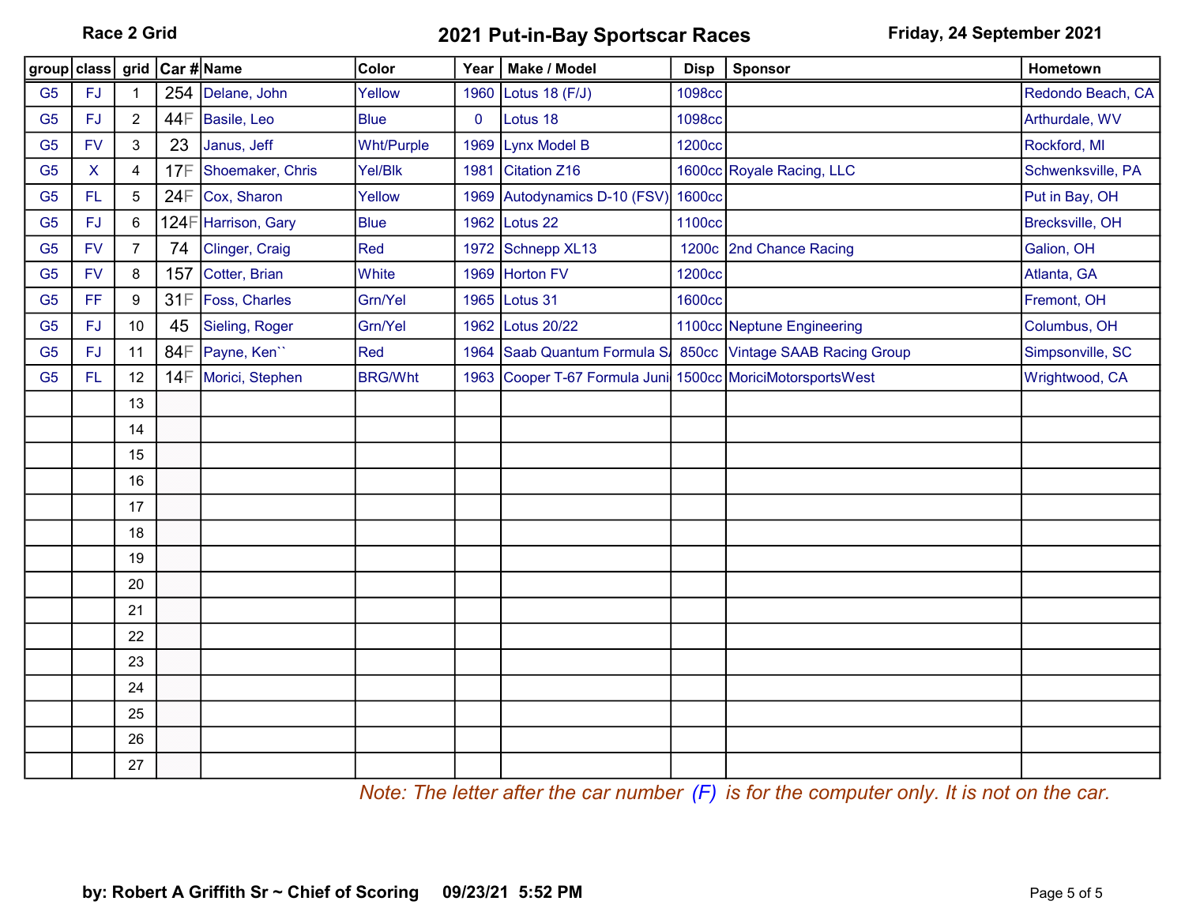Race 2 Grid

# 2021 Put-in-Bay Sportscar Races

Friday, 24 September 2021

| group | class | grid | Car # | Name | Color | Year | Make / Model | Disp | Sponsor | Hometown |
|---|---|---|---|---|---|---|---|---|---|---|
| G5 | FJ | 1 | 254 | Delane, John | Yellow | 1960 | Lotus 18 (F/J) | 1098cc | | Redondo Beach, CA |
| G5 | FJ | 2 | 44F | Basile, Leo | Blue | 0 | Lotus 18 | 1098cc | | Arthurdale, WV |
| G5 | FV | 3 | 23 | Janus, Jeff | Wht/Purple | 1969 | Lynx Model B | 1200cc | | Rockford, MI |
| G5 | X | 4 | 17F | Shoemaker, Chris | Yel/Blk | 1981 | Citation Z16 | 1600cc | Royale Racing, LLC | Schwenksville, PA |
| G5 | FL | 5 | 24F | Cox, Sharon | Yellow | 1969 | Autodynamics D-10 (FSV) | 1600cc | | Put in Bay, OH |
| G5 | FJ | 6 | 124F | Harrison, Gary | Blue | 1962 | Lotus 22 | 1100cc | | Brecksville, OH |
| G5 | FV | 7 | 74 | Clinger, Craig | Red | 1972 | Schnepp XL13 | 1200c | 2nd Chance Racing | Galion, OH |
| G5 | FV | 8 | 157 | Cotter, Brian | White | 1969 | Horton FV | 1200cc | | Atlanta, GA |
| G5 | FF | 9 | 31F | Foss, Charles | Grn/Yel | 1965 | Lotus 31 | 1600cc | | Fremont, OH |
| G5 | FJ | 10 | 45 | Sieling, Roger | Grn/Yel | 1962 | Lotus 20/22 | 1100cc | Neptune Engineering | Columbus, OH |
| G5 | FJ | 11 | 84F | Payne, Ken`` | Red | 1964 | Saab Quantum Formula S/ | 850cc | Vintage SAAB Racing Group | Simpsonville, SC |
| G5 | FL | 12 | 14F | Morici, Stephen | BRG/Wht | 1963 | Cooper T-67 Formula Juni | 1500cc | MoriciMotorsportsWest | Wrightwood, CA |
| | | 13 | | | | | | | | |
| | | 14 | | | | | | | | |
| | | 15 | | | | | | | | |
| | | 16 | | | | | | | | |
| | | 17 | | | | | | | | |
| | | 18 | | | | | | | | |
| | | 19 | | | | | | | | |
| | | 20 | | | | | | | | |
| | | 21 | | | | | | | | |
| | | 22 | | | | | | | | |
| | | 23 | | | | | | | | |
| | | 24 | | | | | | | | |
| | | 25 | | | | | | | | |
| | | 26 | | | | | | | | |
| | | 27 | | | | | | | | |

*Note: The letter after the car number (F) is for the computer only. It is not on the car.*

**by: Robert A Griffith Sr ~ Chief of Scoring 09/23/21 5:52 PM**